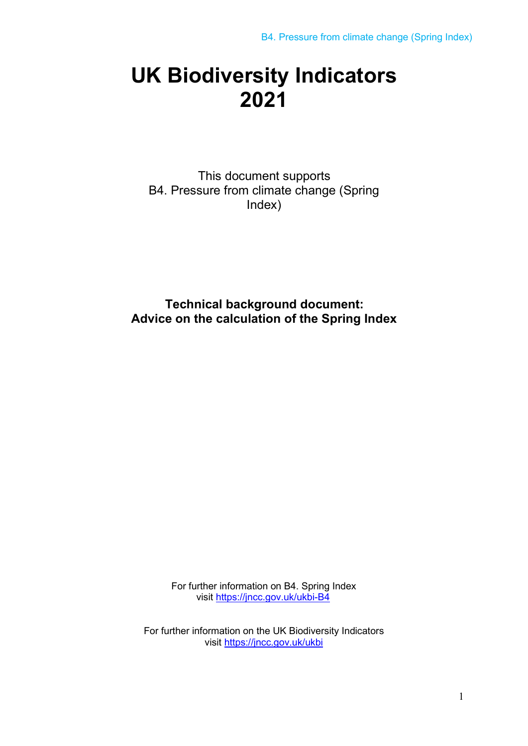# UK Biodiversity Indicators 2021

This document supports
B4. Pressure from climate change (Spring Index)

**Technical background document:**
**Advice on the calculation of the Spring Index**

For further information on B4. Spring Index
visit https://jncc.gov.uk/ukbi-B4

For further information on the UK Biodiversity Indicators
visit https://jncc.gov.uk/ukbi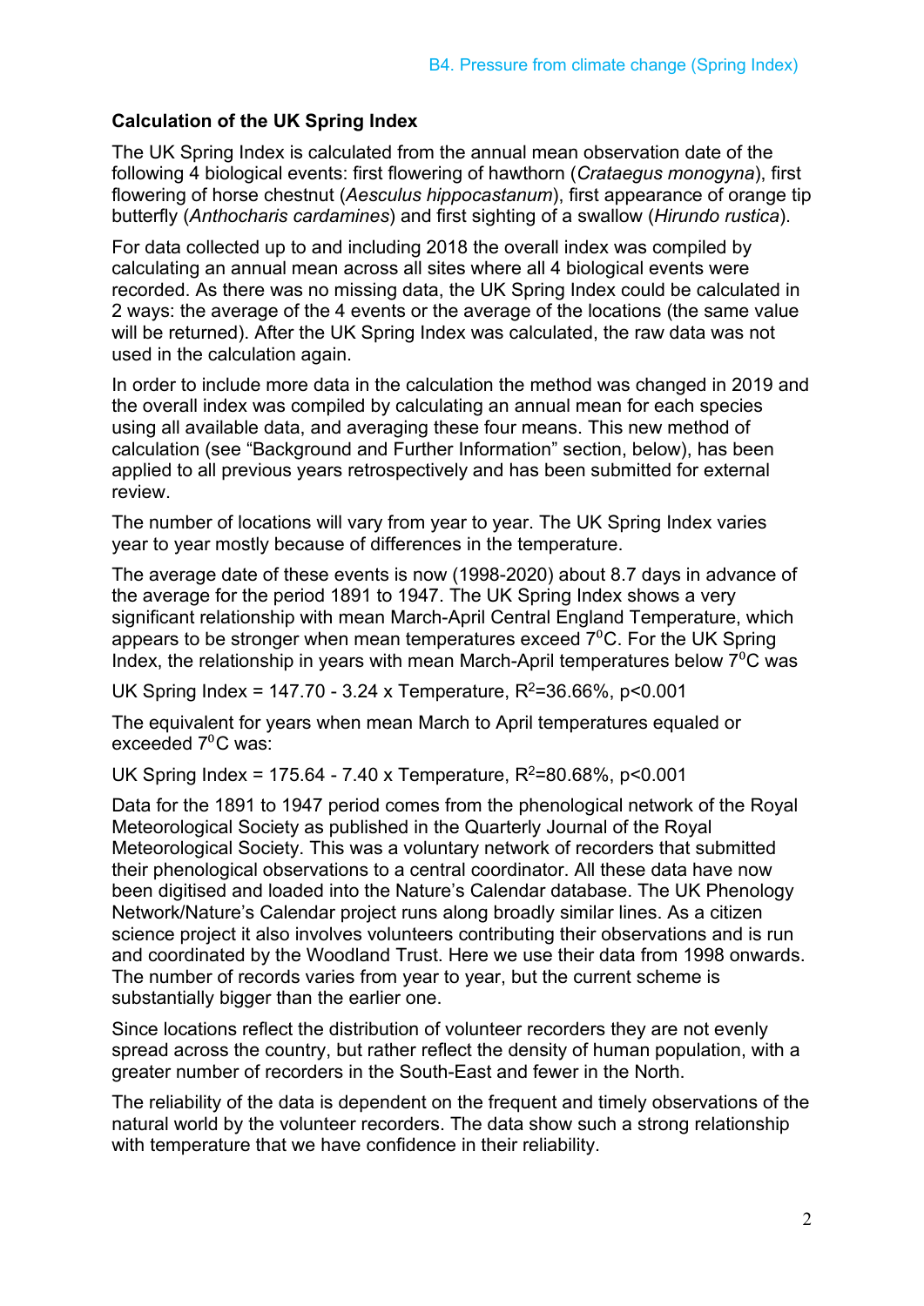### Calculation of the UK Spring Index

The UK Spring Index is calculated from the annual mean observation date of the following 4 biological events: first flowering of hawthorn (*Crataegus monogyna*), first flowering of horse chestnut (*Aesculus hippocastanum*), first appearance of orange tip butterfly (*Anthocharis cardamines*) and first sighting of a swallow (*Hirundo rustica*).

For data collected up to and including 2018 the overall index was compiled by calculating an annual mean across all sites where all 4 biological events were recorded. As there was no missing data, the UK Spring Index could be calculated in 2 ways: the average of the 4 events or the average of the locations (the same value will be returned). After the UK Spring Index was calculated, the raw data was not used in the calculation again.

In order to include more data in the calculation the method was changed in 2019 and the overall index was compiled by calculating an annual mean for each species using all available data, and averaging these four means. This new method of calculation (see "Background and Further Information" section, below), has been applied to all previous years retrospectively and has been submitted for external review.

The number of locations will vary from year to year. The UK Spring Index varies year to year mostly because of differences in the temperature.

The average date of these events is now (1998-2020) about 8.7 days in advance of the average for the period 1891 to 1947. The UK Spring Index shows a very significant relationship with mean March-April Central England Temperature, which appears to be stronger when mean temperatures exceed $7^0$C. For the UK Spring Index, the relationship in years with mean March-April temperatures below $7^0$C was

UK Spring Index = 147.70 - 3.24 x Temperature, $R^2$=36.66%, $p<0.001$

The equivalent for years when mean March to April temperatures equaled or exceeded $7^0$C was:

UK Spring Index = 175.64 - 7.40 x Temperature, $R^2$=80.68%, $p<0.001$

Data for the 1891 to 1947 period comes from the phenological network of the Royal Meteorological Society as published in the Quarterly Journal of the Royal Meteorological Society. This was a voluntary network of recorders that submitted their phenological observations to a central coordinator. All these data have now been digitised and loaded into the Nature's Calendar database. The UK Phenology Network/Nature's Calendar project runs along broadly similar lines. As a citizen science project it also involves volunteers contributing their observations and is run and coordinated by the Woodland Trust. Here we use their data from 1998 onwards. The number of records varies from year to year, but the current scheme is substantially bigger than the earlier one.

Since locations reflect the distribution of volunteer recorders they are not evenly spread across the country, but rather reflect the density of human population, with a greater number of recorders in the South-East and fewer in the North.

The reliability of the data is dependent on the frequent and timely observations of the natural world by the volunteer recorders. The data show such a strong relationship with temperature that we have confidence in their reliability.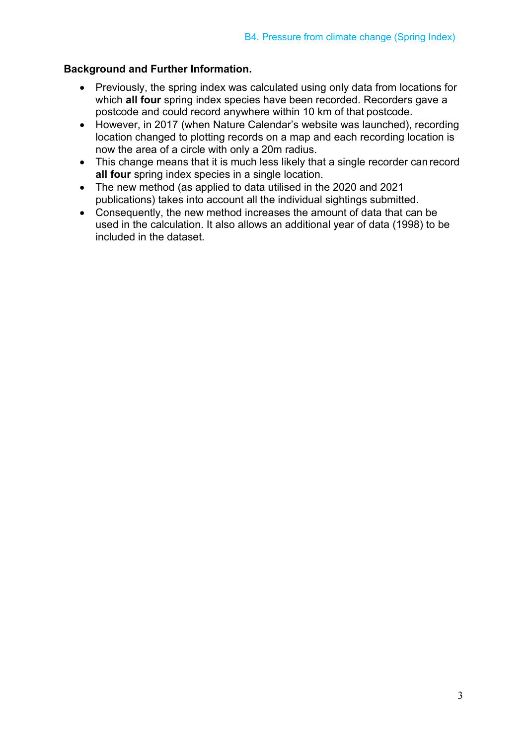**Background and Further Information.**

- Previously, the spring index was calculated using only data from locations for which **all four** spring index species have been recorded. Recorders gave a postcode and could record anywhere within 10 km of that postcode.
- However, in 2017 (when Nature Calendar's website was launched), recording location changed to plotting records on a map and each recording location is now the area of a circle with only a 20m radius.
- This change means that it is much less likely that a single recorder can record **all four** spring index species in a single location.
- The new method (as applied to data utilised in the 2020 and 2021 publications) takes into account all the individual sightings submitted.
- Consequently, the new method increases the amount of data that can be used in the calculation. It also allows an additional year of data (1998) to be included in the dataset.